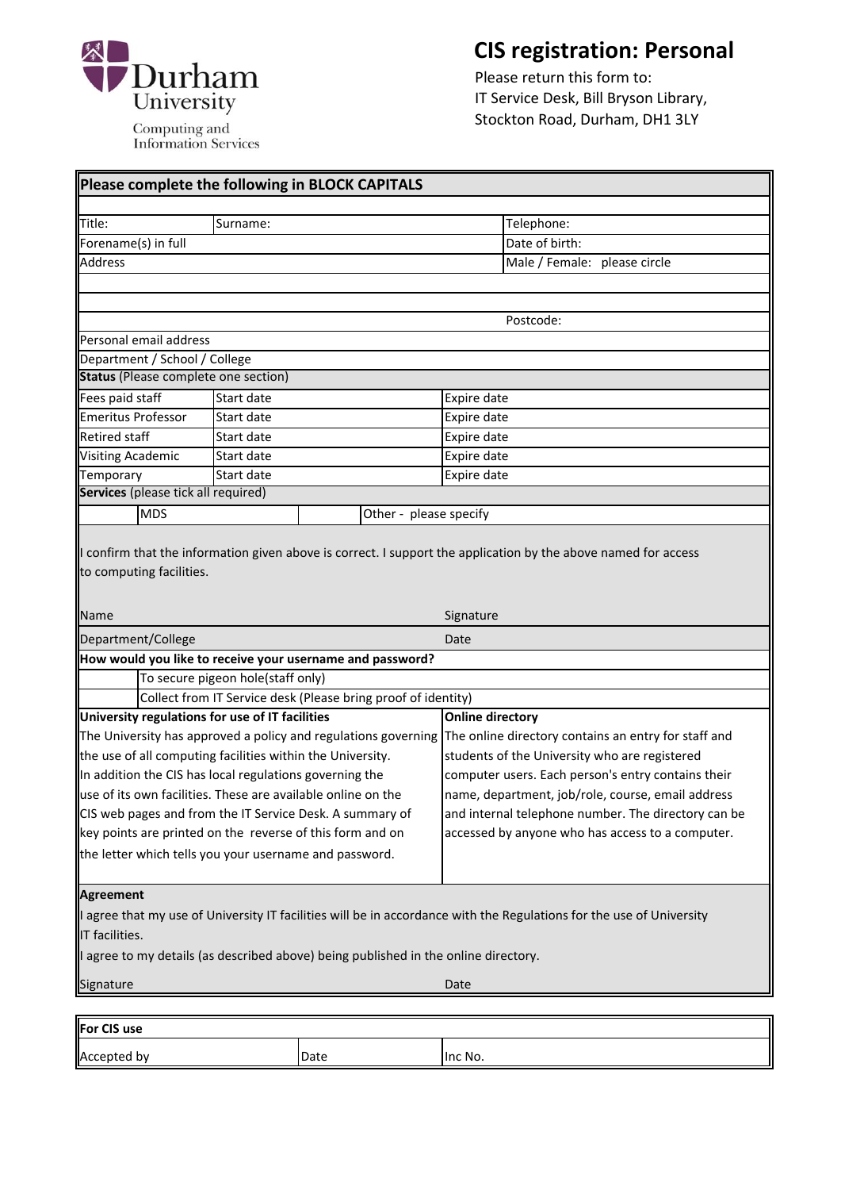Durham University

Computing and Information Services

# CIS registration: Personal

Please return this form to:
IT Service Desk, Bill Bryson Library,
Stockton Road, Durham, DH1 3LY

**Please complete the following in BLOCK CAPITALS**

| | | | |
|---|---|---|---|
| Title: | Surname: | | Telephone: |
| Forename(s) in full | | | Date of birth: |
| Address | | | Male / Female: please circle |
| | | | |
| | | | |
| | | | Postcode: |
| Personal email address | | | |
| Department / School / College | | | |

**Status** (Please complete one section)

| | | |
|---|---|---|
| Fees paid staff | Start date | Expire date |
| Emeritus Professor | Start date | Expire date |
| Retired staff | Start date | Expire date |
| Visiting Academic | Start date | Expire date |
| Temporary | Start date | Expire date |

**Services** (please tick all required)

| | | | |
|---|---|---|---|
| | MDS | | Other - please specify |

I confirm that the information given above is correct. I support the application by the above named for access to computing facilities.

| | |
|---|---|
| Name | Signature |
| Department/College | Date |

**How would you like to receive your username and password?**

| | |
|---|---|
| | To secure pigeon hole(staff only) |
| | Collect from IT Service desk (Please bring proof of identity) |

**University regulations for use of IT facilities**

The University has approved a policy and regulations governing the use of all computing facilities within the University. In addition the CIS has local regulations governing the use of its own facilities. These are available online on the CIS web pages and from the IT Service Desk. A summary of key points are printed on the reverse of this form and on the letter which tells you your username and password.

**Online directory**

The online directory contains an entry for staff and students of the University who are registered computer users. Each person's entry contains their name, department, job/role, course, email address and internal telephone number. The directory can be accessed by anyone who has access to a computer.

**Agreement**

I agree that my use of University IT facilities will be in accordance with the Regulations for the use of University IT facilities.

I agree to my details (as described above) being published in the online directory.

| | |
|---|---|
| Signature | Date |

| For CIS use | | |
|---|---|---|
| Accepted by | Date | Inc No. |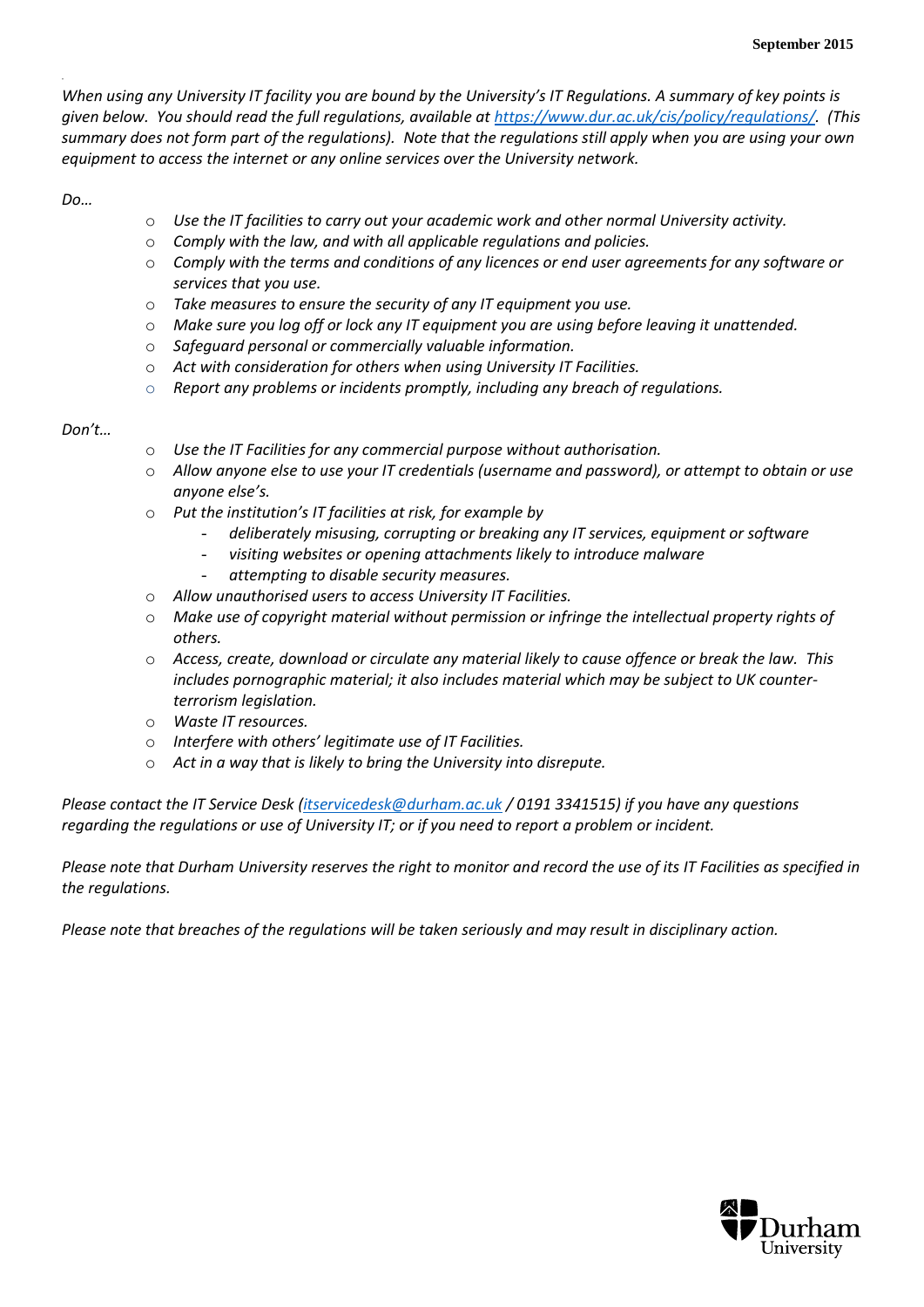*When using any University IT facility you are bound by the University's IT Regulations. A summary of key points is given below. You should read the full regulations, available at [https://www.dur.ac.uk/cis/policy/regulations/](https://www.dur.ac.uk/cis/policy/regulations/). (This summary does not form part of the regulations). Note that the regulations still apply when you are using your own equipment to access the internet or any online services over the University network.*

*Do…*

- *Use the IT facilities to carry out your academic work and other normal University activity.*
- *Comply with the law, and with all applicable regulations and policies.*
- *Comply with the terms and conditions of any licences or end user agreements for any software or services that you use.*
- *Take measures to ensure the security of any IT equipment you use.*
- *Make sure you log off or lock any IT equipment you are using before leaving it unattended.*
- *Safeguard personal or commercially valuable information.*
- *Act with consideration for others when using University IT Facilities.*
- *Report any problems or incidents promptly, including any breach of regulations.*

*Don't…*

- *Use the IT Facilities for any commercial purpose without authorisation.*
- *Allow anyone else to use your IT credentials (username and password), or attempt to obtain or use anyone else's.*
- *Put the institution's IT facilities at risk, for example by*
  - *deliberately misusing, corrupting or breaking any IT services, equipment or software*
  - *visiting websites or opening attachments likely to introduce malware*
  - *attempting to disable security measures.*
- *Allow unauthorised users to access University IT Facilities.*
- *Make use of copyright material without permission or infringe the intellectual property rights of others.*
- *Access, create, download or circulate any material likely to cause offence or break the law. This includes pornographic material; it also includes material which may be subject to UK counter-terrorism legislation.*
- *Waste IT resources.*
- *Interfere with others' legitimate use of IT Facilities.*
- *Act in a way that is likely to bring the University into disrepute.*

*Please contact the IT Service Desk ([itservicedesk@durham.ac.uk](mailto:itservicedesk@durham.ac.uk) / 0191 3341515) if you have any questions regarding the regulations or use of University IT; or if you need to report a problem or incident.*

*Please note that Durham University reserves the right to monitor and record the use of its IT Facilities as specified in the regulations.*

*Please note that breaches of the regulations will be taken seriously and may result in disciplinary action.*